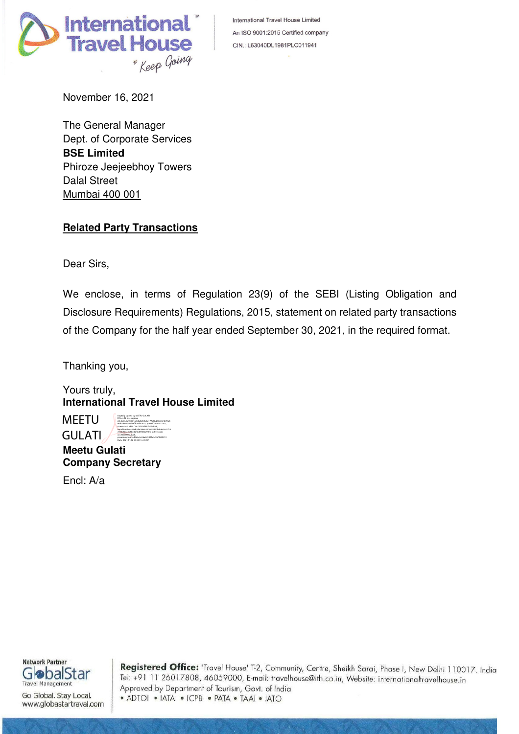International Travel House Limited
An ISO 9001:2015 Certified company
CIN.: L63040DL1981PLC011941

November 16, 2021

The General Manager
Dept. of Corporate Services
**BSE Limited**
Phiroze Jeejeebhoy Towers
Dalal Street
Mumbai 400 001

**Related Party Transactions**

Dear Sirs,

We enclose, in terms of Regulation 23(9) of the SEBI (Listing Obligation and Disclosure Requirements) Regulations, 2015, statement on related party transactions of the Company for the half year ended September 30, 2021, in the required format.

Thanking you,

Yours truly,
**International Travel House Limited**

MEETU GULATI

**Meetu Gulati**
**Company Secretary**

Encl: A/a

**Registered Office:** 'Travel House' T-2, Community Centre, Sheikh Sarai, Phase I, New Delhi 110017, India
Tel: +91 11 26017808, 46059000, E-mail: travelhouse@ith.co.in, Website: internationaltravelhouse.in
Approved by Department of Tourism, Govt. of India
• ADTOI • IATA • ICPB • PATA • TAAI • IATO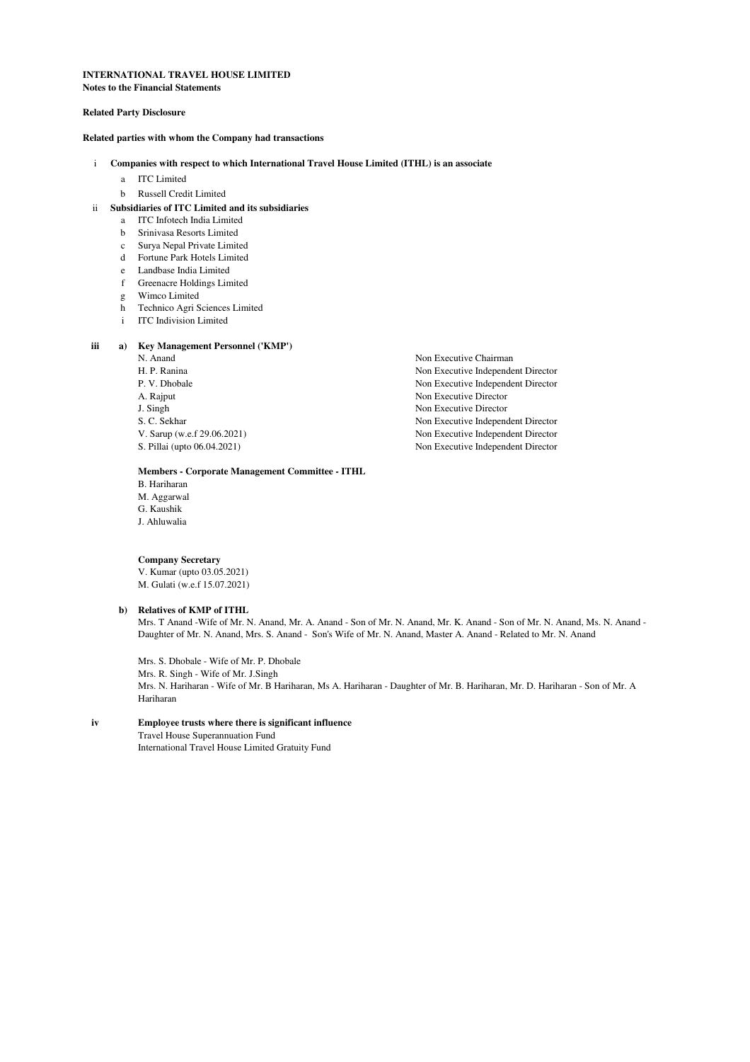**INTERNATIONAL TRAVEL HOUSE LIMITED**
**Notes to the Financial Statements**

**Related Party Disclosure**

**Related parties with whom the Company had transactions**

i **Companies with respect to which International Travel House Limited (ITHL) is an associate**

a ITC Limited
b Russell Credit Limited

ii **Subsidiaries of ITC Limited and its subsidiaries**

a ITC Infotech India Limited
b Srinivasa Resorts Limited
c Surya Nepal Private Limited
d Fortune Park Hotels Limited
e Landbase India Limited
f Greenacre Holdings Limited
g Wimco Limited
h Technico Agri Sciences Limited
i ITC Indivision Limited

**iii a) Key Management Personnel ('KMP')**

| | |
|---|---|
| N. Anand | Non Executive Chairman |
| H. P. Ranina | Non Executive Independent Director |
| P. V. Dhobale | Non Executive Independent Director |
| A. Rajput | Non Executive Director |
| J. Singh | Non Executive Director |
| S. C. Sekhar | Non Executive Independent Director |
| V. Sarup (w.e.f 29.06.2021) | Non Executive Independent Director |
| S. Pillai (upto 06.04.2021) | Non Executive Independent Director |

**Members - Corporate Management Committee - ITHL**

B. Hariharan
M. Aggarwal
G. Kaushik
J. Ahluwalia

**Company Secretary**

V. Kumar (upto 03.05.2021)
M. Gulati (w.e.f 15.07.2021)

**b) Relatives of KMP of ITHL**

Mrs. T Anand -Wife of Mr. N. Anand, Mr. A. Anand - Son of Mr. N. Anand, Mr. K. Anand - Son of Mr. N. Anand, Ms. N. Anand - Daughter of Mr. N. Anand, Mrs. S. Anand - Son's Wife of Mr. N. Anand, Master A. Anand - Related to Mr. N. Anand

Mrs. S. Dhobale - Wife of Mr. P. Dhobale
Mrs. R. Singh - Wife of Mr. J.Singh
Mrs. N. Hariharan - Wife of Mr. B Hariharan, Ms A. Hariharan - Daughter of Mr. B. Hariharan, Mr. D. Hariharan - Son of Mr. A Hariharan

**iv Employee trusts where there is significant influence**

Travel House Superannuation Fund
International Travel House Limited Gratuity Fund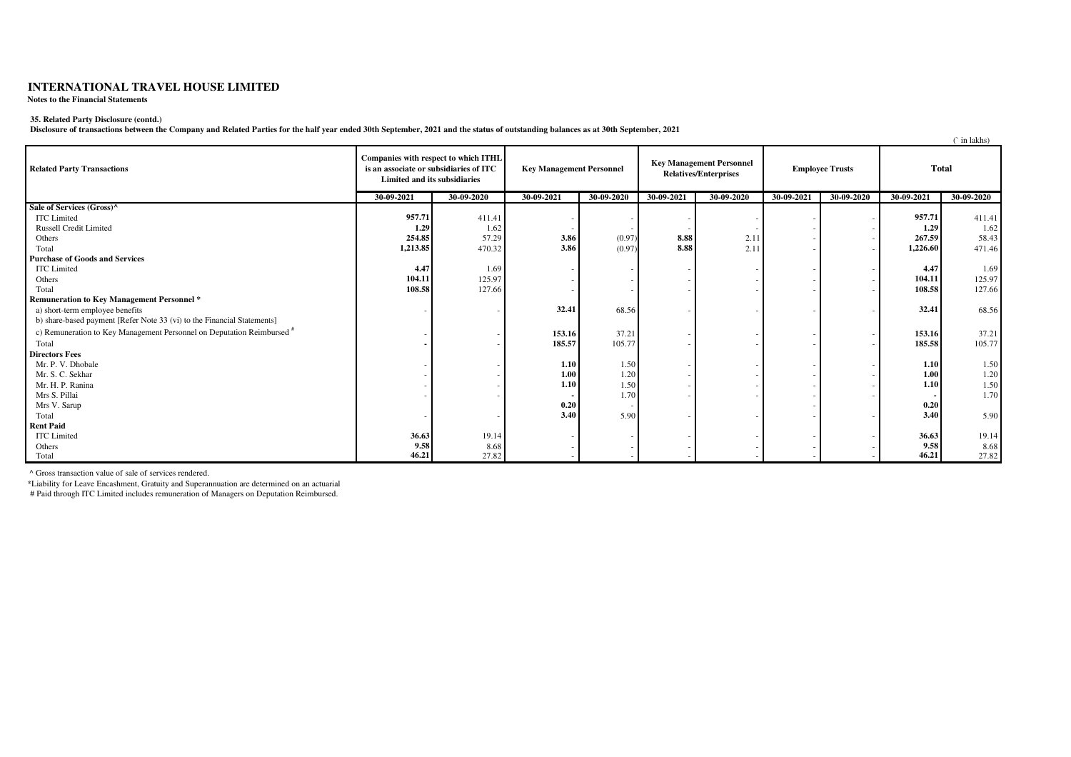# INTERNATIONAL TRAVEL HOUSE LIMITED

**Notes to the Financial Statements**

**35. Related Party Disclosure (contd.)**

**Disclosure of transactions between the Company and Related Parties for the half year ended 30th September, 2021 and the status of outstanding balances as at 30th September, 2021**

(` in lakhs)

| Related Party Transactions | Companies with respect to which ITHL is an associate or subsidiaries of ITC Limited and its subsidiaries | | Key Management Personnel | | Key Management Personnel Relatives/Enterprises | | Employee Trusts | | Total | |
|---|---|---|---|---|---|---|---|---|---|---|
| | 30-09-2021 | 30-09-2020 | 30-09-2021 | 30-09-2020 | 30-09-2021 | 30-09-2020 | 30-09-2021 | 30-09-2020 | 30-09-2021 | 30-09-2020 |
| **Sale of Services (Gross)^** | | | | | | | | | | |
| ITC Limited | **957.71** | 411.41 | - | - | - | - | - | - | **957.71** | 411.41 |
| Russell Credit Limited | **1.29** | 1.62 | - | - | - | - | - | - | **1.29** | 1.62 |
| Others | **254.85** | 57.29 | **3.86** | (0.97) | **8.88** | 2.11 | - | - | **267.59** | 58.43 |
| Total | **1,213.85** | 470.32 | **3.86** | (0.97) | **8.88** | 2.11 | - | - | **1,226.60** | 471.46 |
| **Purchase of Goods and Services** | | | | | | | | | | |
| ITC Limited | **4.47** | 1.69 | - | - | - | - | - | - | **4.47** | 1.69 |
| Others | **104.11** | 125.97 | - | - | - | - | - | - | **104.11** | 125.97 |
| Total | **108.58** | 127.66 | - | - | - | - | - | - | **108.58** | 127.66 |
| **Remuneration to Key Management Personnel \*** | | | | | | | | | | |
| a) short-term employee benefits | - | - | **32.41** | 68.56 | - | - | - | - | **32.41** | 68.56 |
| b) share-based payment [Refer Note 33 (vi) to the Financial Statements] | | | | | | | | | | |
| c) Remuneration to Key Management Personnel on Deputation Reimbursed # | - | - | **153.16** | 37.21 | - | - | - | - | **153.16** | 37.21 |
| Total | **-** | - | **185.57** | 105.77 | - | - | - | - | **185.58** | 105.77 |
| **Directors Fees** | | | | | | | | | | |
| Mr. P. V. Dhobale | - | - | **1.10** | 1.50 | - | - | - | - | **1.10** | 1.50 |
| Mr. S. C. Sekhar | - | - | **1.00** | 1.20 | - | - | - | - | **1.00** | 1.20 |
| Mr. H. P. Ranina | - | - | **1.10** | 1.50 | - | - | - | - | **1.10** | 1.50 |
| Mrs S. Pillai | - | - | **-** | 1.70 | - | - | - | - | **-** | 1.70 |
| Mrs V. Sarup | | | **0.20** | - | | | - | | **0.20** | |
| Total | - | - | **3.40** | 5.90 | - | - | - | - | **3.40** | 5.90 |
| **Rent Paid** | | | | | | | | | | |
| ITC Limited | **36.63** | 19.14 | - | - | - | - | - | - | **36.63** | 19.14 |
| Others | **9.58** | 8.68 | - | - | - | - | - | - | **9.58** | 8.68 |
| Total | **46.21** | 27.82 | - | - | - | - | - | - | **46.21** | 27.82 |

^ Gross transaction value of sale of services rendered.

*Liability for Leave Encashment, Gratuity and Superannuation are determined on an actuarial

# Paid through ITC Limited includes remuneration of Managers on Deputation Reimbursed.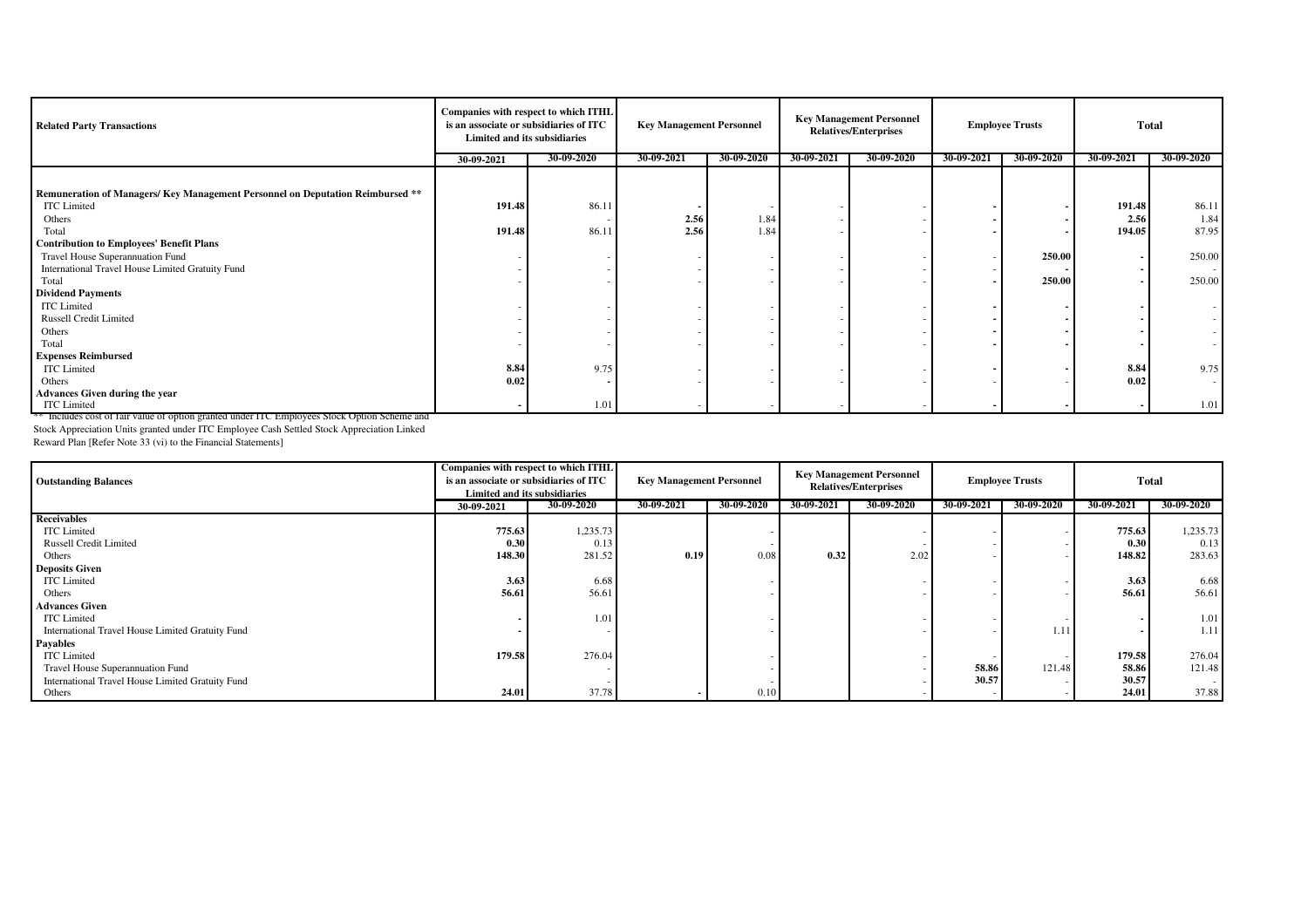| Related Party Transactions | Companies with respect to which ITHL is an associate or subsidiaries of ITC Limited and its subsidiaries | | Key Management Personnel | | Key Management Personnel Relatives/Enterprises | | Employee Trusts | | Total | |
|---|---|---|---|---|---|---|---|---|---|---|
| | 30-09-2021 | 30-09-2020 | 30-09-2021 | 30-09-2020 | 30-09-2021 | 30-09-2020 | 30-09-2021 | 30-09-2020 | 30-09-2021 | 30-09-2020 |
| **Remuneration of Managers/ Key Management Personnel on Deputation Reimbursed \*\*** | | | | | | | | | | |
| ITC Limited | **191.48** | 86.11 | **-** | - | - | - | **-** | **-** | **191.48** | 86.11 |
| Others | | - | **2.56** | 1.84 | - | - | **-** | **-** | **2.56** | 1.84 |
| Total | **191.48** | 86.11 | **2.56** | 1.84 | - | - | **-** | **-** | **194.05** | 87.95 |
| **Contribution to Employees' Benefit Plans** | | | | | | | | | | |
| Travel House Superannuation Fund | - | - | - | - | - | - | - | **250.00** | **-** | 250.00 |
| International Travel House Limited Gratuity Fund | - | - | - | - | - | - | - | **-** | **-** | - |
| Total | - | - | - | - | - | - | **-** | **250.00** | **-** | 250.00 |
| **Dividend Payments** | | | | | | | | | | |
| ITC Limited | - | - | - | - | - | - | **-** | **-** | **-** | - |
| Russell Credit Limited | - | - | - | - | - | - | **-** | **-** | **-** | - |
| Others | - | - | - | - | - | - | **-** | **-** | **-** | - |
| Total | - | - | - | - | - | - | **-** | **-** | **-** | - |
| **Expenses Reimbursed** | | | | | | | | | | |
| ITC Limited | **8.84** | 9.75 | - | - | - | - | **-** | **-** | **8.84** | 9.75 |
| Others | **0.02** | **-** | - | - | - | - | - | - | **0.02** | - |
| **Advances Given during the year** | | | | | | | | | | |
| ITC Limited | **-** | 1.01 | - | - | - | - | **-** | **-** | **-** | 1.01 |

\*\* Includes cost of fair value of option granted under ITC Employees Stock Option Scheme and Stock Appreciation Units granted under ITC Employee Cash Settled Stock Appreciation Linked Reward Plan [Refer Note 33 (vi) to the Financial Statements]

| Outstanding Balances | Companies with respect to which ITHL is an associate or subsidiaries of ITC Limited and its subsidiaries | | Key Management Personnel | | Key Management Personnel Relatives/Enterprises | | Employee Trusts | | Total | |
|---|---|---|---|---|---|---|---|---|---|---|
| | 30-09-2021 | 30-09-2020 | 30-09-2021 | 30-09-2020 | 30-09-2021 | 30-09-2020 | 30-09-2021 | 30-09-2020 | 30-09-2021 | 30-09-2020 |
| **Receivables** | | | | | | | | | | |
| ITC Limited | **775.63** | 1,235.73 | | - | | - | - | - | **775.63** | 1,235.73 |
| Russell Credit Limited | **0.30** | 0.13 | | - | | - | - | - | **0.30** | 0.13 |
| Others | **148.30** | 281.52 | **0.19** | 0.08 | **0.32** | 2.02 | - | - | **148.82** | 283.63 |
| **Deposits Given** | | | | | | | | | | |
| ITC Limited | **3.63** | 6.68 | | - | | - | - | - | **3.63** | 6.68 |
| Others | **56.61** | 56.61 | | - | | - | - | - | **56.61** | 56.61 |
| **Advances Given** | | | | | | | | | | |
| ITC Limited | **-** | 1.01 | | - | | - | - | - | **-** | 1.01 |
| International Travel House Limited Gratuity Fund | **-** | - | | - | | - | - | 1.11 | **-** | 1.11 |
| **Payables** | | | | | | | | | | |
| ITC Limited | **179.58** | 276.04 | | - | | - | - | - | **179.58** | 276.04 |
| Travel House Superannuation Fund | | - | | - | | - | **58.86** | 121.48 | **58.86** | 121.48 |
| International Travel House Limited Gratuity Fund | | - | | - | | - | **30.57** | - | **30.57** | - |
| Others | **24.01** | 37.78 | **-** | 0.10 | | - | - | - | **24.01** | 37.88 |